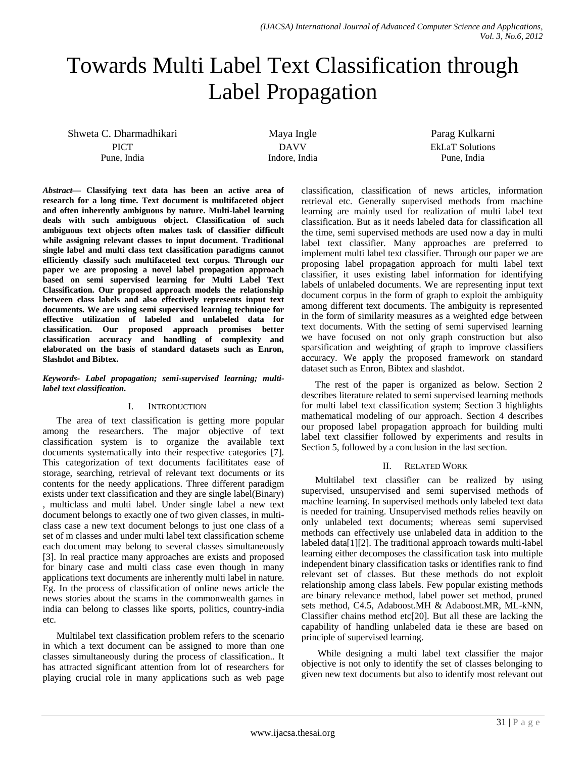# Towards Multi Label Text Classification through Label Propagation

Shweta C. Dharmadhikari
PICT
Pune, India

Maya Ingle
DAVV
Indore, India

Parag Kulkarni
EkLaT Solutions
Pune, India

***Abstract*— Classifying text data has been an active area of research for a long time. Text document is multifaceted object and often inherently ambiguous by nature. Multi-label learning deals with such ambiguous object. Classification of such ambiguous text objects often makes task of classifier difficult while assigning relevant classes to input document. Traditional single label and multi class text classification paradigms cannot efficiently classify such multifaceted text corpus. Through our paper we are proposing a novel label propagation approach based on semi supervised learning for Multi Label Text Classification. Our proposed approach models the relationship between class labels and also effectively represents input text documents. We are using semi supervised learning technique for effective utilization of labeled and unlabeled data for classification. Our proposed approach promises better classification accuracy and handling of complexity and elaborated on the basis of standard datasets such as Enron, Slashdot and Bibtex.**

***Keywords- Label propagation; semi-supervised learning; multi-label text classification.***

## I. INTRODUCTION

The area of text classification is getting more popular among the researchers. The major objective of text classification system is to organize the available text documents systematically into their respective categories [7]. This categorization of text documents facilititates ease of storage, searching, retrieval of relevant text documents or its contents for the needy applications. Three different paradigm exists under text classification and they are single label(Binary) , multiclass and multi label. Under single label a new text document belongs to exactly one of two given classes, in multi-class case a new text document belongs to just one class of a set of m classes and under multi label text classification scheme each document may belong to several classes simultaneously [3]. In real practice many approaches are exists and proposed for binary case and multi class case even though in many applications text documents are inherently multi label in nature. Eg. In the process of classification of online news article the news stories about the scams in the commonwealth games in india can belong to classes like sports, politics, country-india etc.

Multilabel text classification problem refers to the scenario in which a text document can be assigned to more than one classes simultaneously during the process of classification.. It has attracted significant attention from lot of researchers for playing crucial role in many applications such as web page classification, classification of news articles, information retrieval etc. Generally supervised methods from machine learning are mainly used for realization of multi label text classification. But as it needs labeled data for classification all the time, semi supervised methods are used now a day in multi label text classifier. Many approaches are preferred to implement multi label text classifier. Through our paper we are proposing label propagation approach for multi label text classifier, it uses existing label information for identifying labels of unlabeled documents. We are representing input text document corpus in the form of graph to exploit the ambiguity among different text documents. The ambiguity is represented in the form of similarity measures as a weighted edge between text documents. With the setting of semi supervised learning we have focused on not only graph construction but also sparsification and weighting of graph to improve classifiers accuracy. We apply the proposed framework on standard dataset such as Enron, Bibtex and slashdot.

The rest of the paper is organized as below. Section 2 describes literature related to semi supervised learning methods for multi label text classification system; Section 3 highlights mathematical modeling of our approach. Section 4 describes our proposed label propagation approach for building multi label text classifier followed by experiments and results in Section 5, followed by a conclusion in the last section.

## II. RELATED WORK

Multilabel text classifier can be realized by using supervised, unsupervised and semi supervised methods of machine learning. In supervised methods only labeled text data is needed for training. Unsupervised methods relies heavily on only unlabeled text documents; whereas semi supervised methods can effectively use unlabeled data in addition to the labeled data[1][2]. The traditional approach towards multi-label learning either decomposes the classification task into multiple independent binary classification tasks or identifies rank to find relevant set of classes. But these methods do not exploit relationship among class labels. Few popular existing methods are binary relevance method, label power set method, pruned sets method, C4.5, Adaboost.MH & Adaboost.MR, ML-kNN, Classifier chains method etc[20]. But all these are lacking the capability of handling unlabeled data ie these are based on principle of supervised learning.

While designing a multi label text classifier the major objective is not only to identify the set of classes belonging to given new text documents but also to identify most relevant out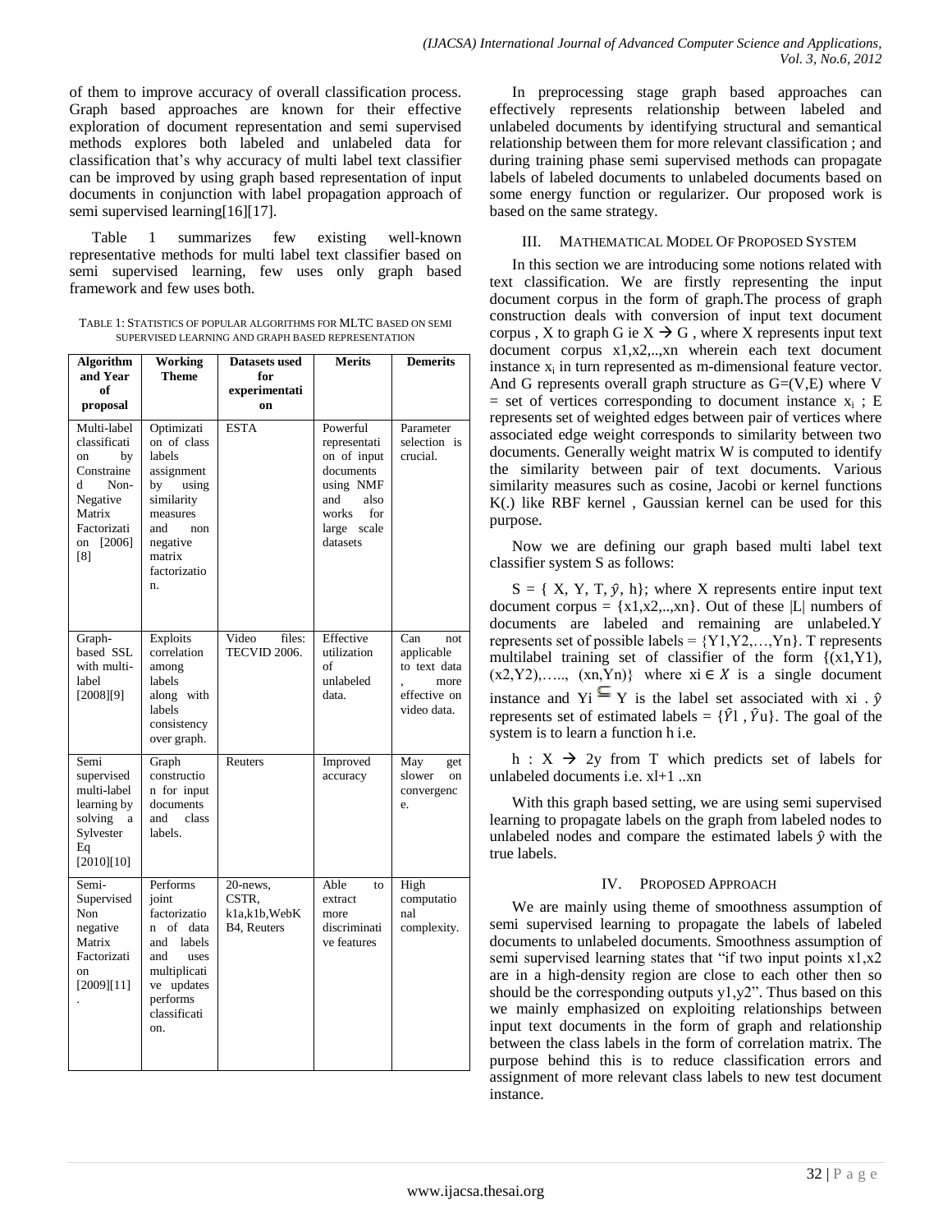of them to improve accuracy of overall classification process. Graph based approaches are known for their effective exploration of document representation and semi supervised methods explores both labeled and unlabeled data for classification that's why accuracy of multi label text classifier can be improved by using graph based representation of input documents in conjunction with label propagation approach of semi supervised learning[16][17].

Table 1 summarizes few existing well-known representative methods for multi label text classifier based on semi supervised learning, few uses only graph based framework and few uses both.

TABLE 1: STATISTICS OF POPULAR ALGORITHMS FOR MLTC BASED ON SEMI SUPERVISED LEARNING AND GRAPH BASED REPRESENTATION

| Algorithm and Year of proposal | Working Theme | Datasets used for experimentation | Merits | Demerits |
|---|---|---|---|---|
| Multi-label classification by Constrained Non-Negative Matrix Factorization [2006] [8] | Optimization of class labels assignment by using similarity measures and non negative matrix factorization. | ESTA | Powerful representation of input documents using NMF and also works for large scale datasets | Parameter selection is crucial. |
| Graph-based SSL with multi-label [2008][9] | Exploits correlation among labels along with labels consistency over graph. | Video files: TECVID 2006. | Effective utilization of unlabeled data. | Can not applicable to text data, more effective on video data. |
| Semi supervised multi-label learning by solving a Sylvester Eq [2010][10] | Graph construction for input documents and class labels. | Reuters | Improved accuracy | May get slower on convergence. |
| Semi-Supervised Non negative Matrix Factorization [2009][11]. | Performs joint factorization of data and labels and uses multiplicative updates performs classification. | 20-news, CSTR, k1a,k1b,WebKB4, Reuters | Able to extract more discriminative features | High computational complexity. |

In preprocessing stage graph based approaches can effectively represents relationship between labeled and unlabeled documents by identifying structural and semantical relationship between them for more relevant classification ; and during training phase semi supervised methods can propagate labels of labeled documents to unlabeled documents based on some energy function or regularizer. Our proposed work is based on the same strategy.

## III. MATHEMATICAL MODEL OF PROPOSED SYSTEM

In this section we are introducing some notions related with text classification. We are firstly representing the input document corpus in the form of graph.The process of graph construction deals with conversion of input text document corpus , X to graph G ie $X \rightarrow G$ , where X represents input text document corpus x1,x2,..,xn wherein each text document instance $x_i$ in turn represented as m-dimensional feature vector. And G represents overall graph structure as G=(V,E) where V = set of vertices corresponding to document instance $x_i$ ; E represents set of weighted edges between pair of vertices where associated edge weight corresponds to similarity between two documents. Generally weight matrix W is computed to identify the similarity between pair of text documents. Various similarity measures such as cosine, Jacobi or kernel functions K(.) like RBF kernel , Gaussian kernel can be used for this purpose.

Now we are defining our graph based multi label text classifier system S as follows:

$S = \{ X, Y, T, \hat{y}, h\}$; where X represents entire input text document corpus = {x1,x2,..,xn}. Out of these |L| numbers of documents are labeled and remaining are unlabeled.Y represents set of possible labels = {Y1,Y2,…,Yn}. T represents multilabel training set of classifier of the form {(x1,Y1), (x2,Y2),….., (xn,Yn)} where $xi \in X$ is a single document instance and $Yi \subseteq Y$ is the label set associated with xi . $\hat{y}$ represents set of estimated labels = $\{\hat{Y}l , \hat{Y}u\}$. The goal of the system is to learn a function h i.e.

$h : X \rightarrow 2y$ from T which predicts set of labels for unlabeled documents i.e. xl+1 ..xn

With this graph based setting, we are using semi supervised learning to propagate labels on the graph from labeled nodes to unlabeled nodes and compare the estimated labels $\hat{y}$ with the true labels.

## IV. PROPOSED APPROACH

We are mainly using theme of smoothness assumption of semi supervised learning to propagate the labels of labeled documents to unlabeled documents. Smoothness assumption of semi supervised learning states that "if two input points x1,x2 are in a high-density region are close to each other then so should be the corresponding outputs y1,y2". Thus based on this we mainly emphasized on exploiting relationships between input text documents in the form of graph and relationship between the class labels in the form of correlation matrix. The purpose behind this is to reduce classification errors and assignment of more relevant class labels to new test document instance.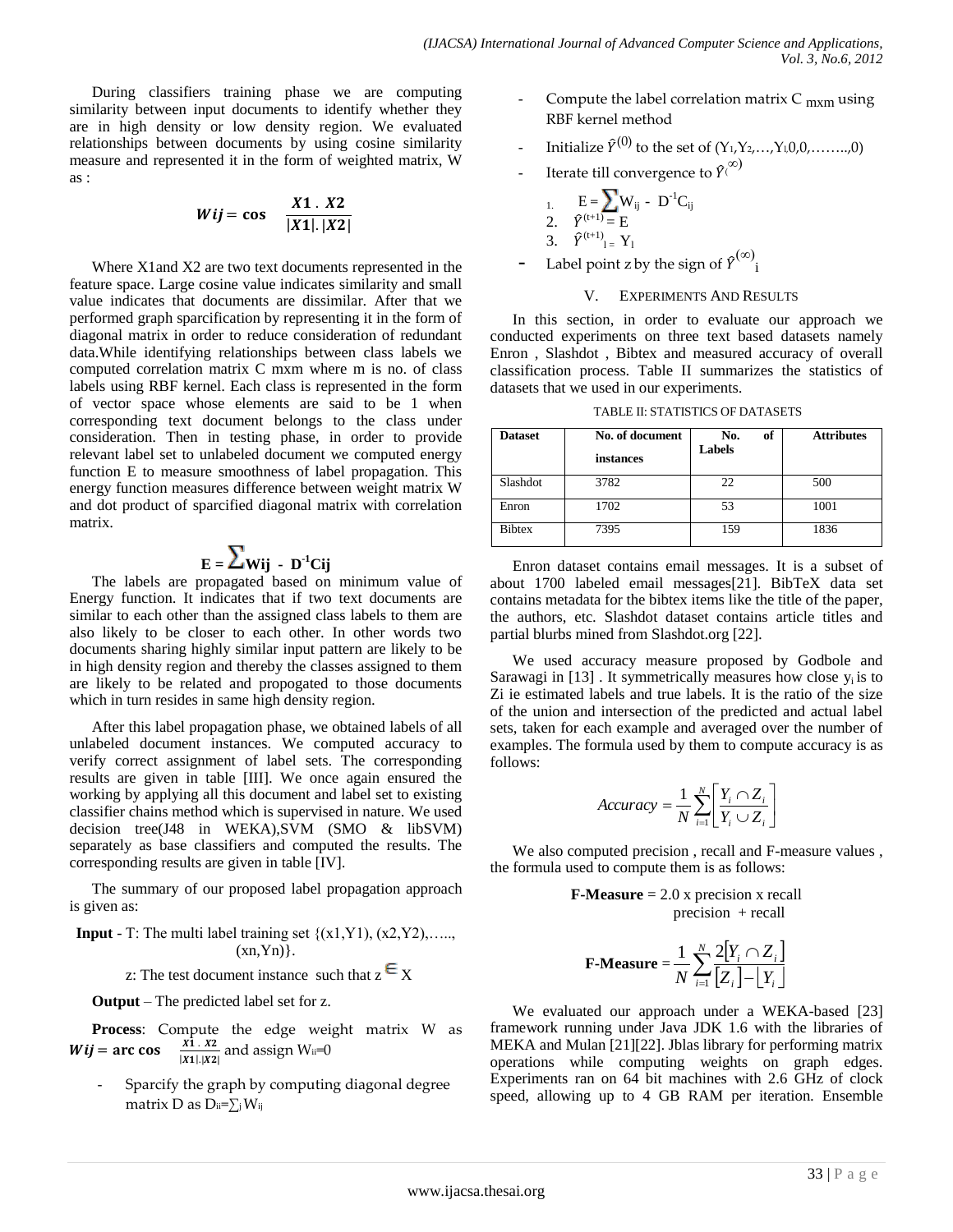During classifiers training phase we are computing similarity between input documents to identify whether they are in high density or low density region. We evaluated relationships between documents by using cosine similarity measure and represented it in the form of weighted matrix, W as :

$$Wij = \cos \quad \frac{X1 \cdot X2}{|X1|.|X2|}$$

Where X1and X2 are two text documents represented in the feature space. Large cosine value indicates similarity and small value indicates that documents are dissimilar. After that we performed graph sparcification by representing it in the form of diagonal matrix in order to reduce consideration of redundant data.While identifying relationships between class labels we computed correlation matrix C mxm where m is no. of class labels using RBF kernel. Each class is represented in the form of vector space whose elements are said to be 1 when corresponding text document belongs to the class under consideration. Then in testing phase, in order to provide relevant label set to unlabeled document we computed energy function E to measure smoothness of label propagation. This energy function measures difference between weight matrix W and dot product of sparcified diagonal matrix with correlation matrix.

$$\mathbf{E = \sum Wij \; - \; D^{-1}Cij}$$

The labels are propagated based on minimum value of Energy function. It indicates that if two text documents are similar to each other than the assigned class labels to them are also likely to be closer to each other. In other words two documents sharing highly similar input pattern are likely to be in high density region and thereby the classes assigned to them are likely to be related and propogated to those documents which in turn resides in same high density region.

After this label propagation phase, we obtained labels of all unlabeled document instances. We computed accuracy to verify correct assignment of label sets. The corresponding results are given in table [III]. We once again ensured the working by applying all this document and label set to existing classifier chains method which is supervised in nature. We used decision tree(J48 in WEKA),SVM (SMO & libSVM) separately as base classifiers and computed the results. The corresponding results are given in table [IV].

The summary of our proposed label propagation approach is given as:

**Input** - T: The multi label training set {(x1,Y1), (x2,Y2),….., (xn,Yn)}.

z: The test document instance such that z $\in$ X

**Output** – The predicted label set for z.

**Process**: Compute the edge weight matrix W as $\boldsymbol{Wij} = \textbf{arc cos} \quad \frac{X1 \cdot X2}{|X1|.|X2|}$ and assign $W_{ii}$=0

- Sparcify the graph by computing diagonal degree matrix D as $D_{ii}=\sum_j W_{ij}$
- Compute the label correlation matrix C $_{mxm}$ using RBF kernel method
- Initialize $\hat{Y}^{(0)}$ to the set of $(Y_1, Y_2, \ldots, Y_l, 0, 0, \ldots\ldots, 0)$
- Iterate till convergence to $\hat{Y}^{(\infty)}$
  1. $E = \sum W_{ij} - D^{-1}C_{ij}$
  2. $\hat{Y}^{(t+1)} = E$
  3. $\hat{Y}^{(t+1)}{}_{l} = Y_l$
- Label point z by the sign of $\hat{Y}^{(\infty)}{}_i$

## V. Experiments And Results

In this section, in order to evaluate our approach we conducted experiments on three text based datasets namely Enron , Slashdot , Bibtex and measured accuracy of overall classification process. Table II summarizes the statistics of datasets that we used in our experiments.

TABLE II: STATISTICS OF DATASETS

| Dataset | No. of document instances | No. of Labels | Attributes |
|---|---|---|---|
| Slashdot | 3782 | 22 | 500 |
| Enron | 1702 | 53 | 1001 |
| Bibtex | 7395 | 159 | 1836 |

Enron dataset contains email messages. It is a subset of about 1700 labeled email messages[21]. BibTeX data set contains metadata for the bibtex items like the title of the paper, the authors, etc. Slashdot dataset contains article titles and partial blurbs mined from Slashdot.org [22].

We used accuracy measure proposed by Godbole and Sarawagi in [13] . It symmetrically measures how close $y_i$ is to Zi ie estimated labels and true labels. It is the ratio of the size of the union and intersection of the predicted and actual label sets, taken for each example and averaged over the number of examples. The formula used by them to compute accuracy is as follows:

$$Accuracy = \frac{1}{N}\sum_{i=1}^{N}\left[\frac{Y_i \cap Z_i}{Y_i \cup Z_i}\right]$$

We also computed precision , recall and F-measure values , the formula used to compute them is as follows:

$$\textbf{F-Measure} = \frac{2.0 \text{ x precision x recall}}{\text{precision } + \text{recall}}$$

$$\textbf{F-Measure} = \frac{1}{N}\sum_{i=1}^{N}\frac{2[Y_i \cap Z_i]}{[Z_i] - \lfloor Y_i \rfloor}$$

We evaluated our approach under a WEKA-based [23] framework running under Java JDK 1.6 with the libraries of MEKA and Mulan [21][22]. Jblas library for performing matrix operations while computing weights on graph edges. Experiments ran on 64 bit machines with 2.6 GHz of clock speed, allowing up to 4 GB RAM per iteration. Ensemble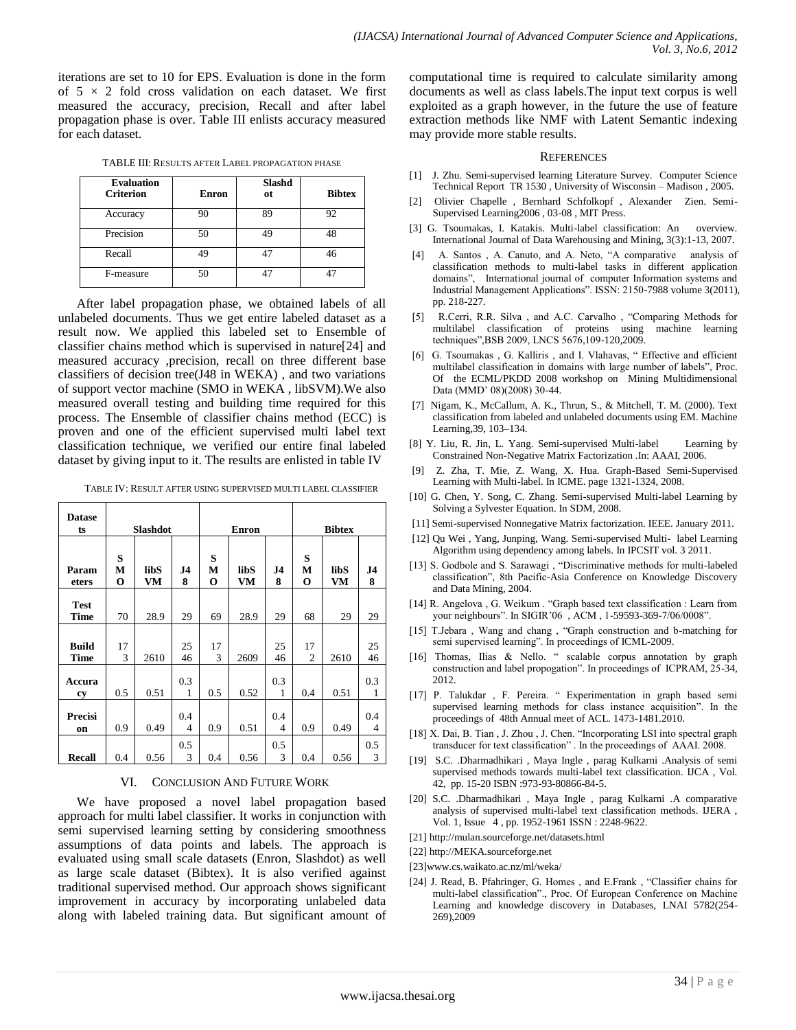iterations are set to 10 for EPS. Evaluation is done in the form of $5 \times 2$ fold cross validation on each dataset. We first measured the accuracy, precision, Recall and after label propagation phase is over. Table III enlists accuracy measured for each dataset.

TABLE III: RESULTS AFTER LABEL PROPAGATION PHASE

| Evaluation Criterion | Enron | Slashdot | Bibtex |
|---|---|---|---|
| Accuracy | 90 | 89 | 92 |
| Precision | 50 | 49 | 48 |
| Recall | 49 | 47 | 46 |
| F-measure | 50 | 47 | 47 |

After label propagation phase, we obtained labels of all unlabeled documents. Thus we get entire labeled dataset as a result now. We applied this labeled set to Ensemble of classifier chains method which is supervised in nature[24] and measured accuracy ,precision, recall on three different base classifiers of decision tree(J48 in WEKA) , and two variations of support vector machine (SMO in WEKA , libSVM).We also measured overall testing and building time required for this process. The Ensemble of classifier chains method (ECC) is proven and one of the efficient supervised multi label text classification technique, we verified our entire final labeled dataset by giving input to it. The results are enlisted in table IV

TABLE IV: RESULT AFTER USING SUPERVISED MULTI LABEL CLASSIFIER

| Datasets | Slashdot | | | Enron | | | Bibtex | | |
|---|---|---|---|---|---|---|---|---|---|
| Parameters | SMO | libSVM | J48 | SMO | libSVM | J48 | SMO | libSVM | J48 |
| Test Time | 70 | 28.9 | 29 | 69 | 28.9 | 29 | 68 | 29 | 29 |
| Build Time | 173 | 2610 | 2546 | 173 | 2609 | 2546 | 172 | 2610 | 2546 |
| Accuracy | 0.5 | 0.51 | 0.31 | 0.5 | 0.52 | 0.31 | 0.4 | 0.51 | 0.31 |
| Precision | 0.9 | 0.49 | 0.44 | 0.9 | 0.51 | 0.44 | 0.9 | 0.49 | 0.44 |
| Recall | 0.4 | 0.56 | 0.53 | 0.4 | 0.56 | 0.53 | 0.4 | 0.56 | 0.53 |

## VI. CONCLUSION AND FUTURE WORK

We have proposed a novel label propagation based approach for multi label classifier. It works in conjunction with semi supervised learning setting by considering smoothness assumptions of data points and labels. The approach is evaluated using small scale datasets (Enron, Slashdot) as well as large scale dataset (Bibtex). It is also verified against traditional supervised method. Our approach shows significant improvement in accuracy by incorporating unlabeled data along with labeled training data. But significant amount of computational time is required to calculate similarity among documents as well as class labels.The input text corpus is well exploited as a graph however, in the future the use of feature extraction methods like NMF with Latent Semantic indexing may provide more stable results.

## REFERENCES

[1] J. Zhu. Semi-supervised learning Literature Survey. Computer Science Technical Report TR 1530 , University of Wisconsin – Madison , 2005.

[2] Olivier Chapelle , Bernhard Schfolkopf , Alexander Zien. Semi-Supervised Learning2006 , 03-08 , MIT Press.

[3] G. Tsoumakas, I. Katakis. Multi-label classification: An overview. International Journal of Data Warehousing and Mining, 3(3):1-13, 2007.

[4] A. Santos , A. Canuto, and A. Neto, "A comparative analysis of classification methods to multi-label tasks in different application domains", International journal of computer Information systems and Industrial Management Applications". ISSN: 2150-7988 volume 3(2011), pp. 218-227.

[5] R.Cerri, R.R. Silva , and A.C. Carvalho , "Comparing Methods for multilabel classification of proteins using machine learning techniques",BSB 2009, LNCS 5676,109-120,2009.

[6] G. Tsoumakas , G. Kalliris , and I. Vlahavas, " Effective and efficient multilabel classification in domains with large number of labels", Proc. Of the ECML/PKDD 2008 workshop on Mining Multidimensional Data (MMD' 08)(2008) 30-44.

[7] Nigam, K., McCallum, A. K., Thrun, S., & Mitchell, T. M. (2000). Text classification from labeled and unlabeled documents using EM. Machine Learning,39, 103–134.

[8] Y. Liu, R. Jin, L. Yang. Semi-supervised Multi-label Learning by Constrained Non-Negative Matrix Factorization .In: AAAI, 2006.

[9] Z. Zha, T. Mie, Z. Wang, X. Hua. Graph-Based Semi-Supervised Learning with Multi-label. In ICME. page 1321-1324, 2008.

[10] G. Chen, Y. Song, C. Zhang. Semi-supervised Multi-label Learning by Solving a Sylvester Equation. In SDM, 2008.

[11] Semi-supervised Nonnegative Matrix factorization. IEEE. January 2011.

[12] Qu Wei , Yang, Junping, Wang. Semi-supervised Multi- label Learning Algorithm using dependency among labels. In IPCSIT vol. 3 2011.

[13] S. Godbole and S. Sarawagi , "Discriminative methods for multi-labeled classification", 8th Pacific-Asia Conference on Knowledge Discovery and Data Mining, 2004.

[14] R. Angelova , G. Weikum . "Graph based text classification : Learn from your neighbours". In SIGIR'06 , ACM , 1-59593-369-7/06/0008".

[15] T.Jebara , Wang and chang , "Graph construction and b-matching for semi supervised learning". In proceedings of ICML-2009.

[16] Thomas, Ilias & Nello. " scalable corpus annotation by graph construction and label propogation". In proceedings of ICPRAM, 25-34, 2012.

[17] P. Talukdar , F. Pereira. " Experimentation in graph based semi supervised learning methods for class instance acquisition". In the proceedings of 48th Annual meet of ACL. 1473-1481.2010.

[18] X. Dai, B. Tian , J. Zhou , J. Chen. "Incorporating LSI into spectral graph transducer for text classification" . In the proceedings of AAAI. 2008.

[19] S.C. .Dharmadhikari , Maya Ingle , parag Kulkarni .Analysis of semi supervised methods towards multi-label text classification. IJCA , Vol. 42, pp. 15-20 ISBN :973-93-80866-84-5.

[20] S.C. .Dharmadhikari , Maya Ingle , parag Kulkarni .A comparative analysis of supervised multi-label text classification methods. IJERA , Vol. 1, Issue 4 , pp. 1952-1961 ISSN : 2248-9622.

[21] http://mulan.sourceforge.net/datasets.html

[22] http://MEKA.sourceforge.net

[23]www.cs.waikato.ac.nz/ml/weka/

[24] J. Read, B. Pfahringer, G. Homes , and E.Frank , "Classifier chains for multi-label classification"., Proc. Of European Conference on Machine Learning and knowledge discovery in Databases, LNAI 5782(254-269),2009